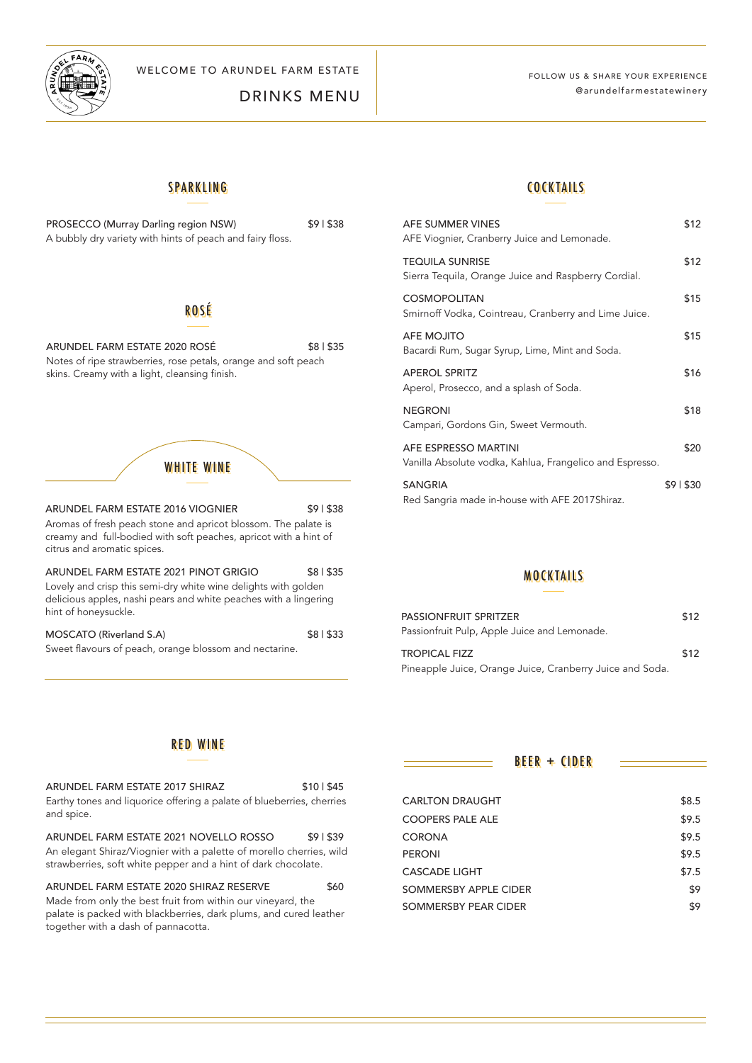WELCOME TO ARUNDEL FARM ESTATE

# DRINKS MENU

FOLLOW US & SHARE YOUR EXPERIENCE
@arundelfarmestatewinery

## SPARKLING

PROSECCO (Murray Darling region NSW) $9 | $38
A bubbly dry variety with hints of peach and fairy floss.

## ROSÉ

ARUNDEL FARM ESTATE 2020 ROSÉ $8 | $35
Notes of ripe strawberries, rose petals, orange and soft peach skins. Creamy with a light, cleansing finish.

## WHITE WINE

ARUNDEL FARM ESTATE 2016 VIOGNIER $9 | $38
Aromas of fresh peach stone and apricot blossom. The palate is creamy and full-bodied with soft peaches, apricot with a hint of citrus and aromatic spices.

ARUNDEL FARM ESTATE 2021 PINOT GRIGIO $8 | $35
Lovely and crisp this semi-dry white wine delights with golden delicious apples, nashi pears and white peaches with a lingering hint of honeysuckle.

MOSCATO (Riverland S.A) $8 | $33
Sweet flavours of peach, orange blossom and nectarine.

## RED WINE

ARUNDEL FARM ESTATE 2017 SHIRAZ $10 | $45
Earthy tones and liquorice offering a palate of blueberries, cherries and spice.

ARUNDEL FARM ESTATE 2021 NOVELLO ROSSO $9 | $39
An elegant Shiraz/Viognier with a palette of morello cherries, wild strawberries, soft white pepper and a hint of dark chocolate.

ARUNDEL FARM ESTATE 2020 SHIRAZ RESERVE $60
Made from only the best fruit from within our vineyard, the palate is packed with blackberries, dark plums, and cured leather together with a dash of pannacotta.

## COCKTAILS

AFE SUMMER VINES $12
AFE Viognier, Cranberry Juice and Lemonade.

TEQUILA SUNRISE $12
Sierra Tequila, Orange Juice and Raspberry Cordial.

COSMOPOLITAN $15
Smirnoff Vodka, Cointreau, Cranberry and Lime Juice.

AFE MOJITO $15
Bacardi Rum, Sugar Syrup, Lime, Mint and Soda.

APEROL SPRITZ $16
Aperol, Prosecco, and a splash of Soda.

NEGRONI $18
Campari, Gordons Gin, Sweet Vermouth.

AFE ESPRESSO MARTINI $20
Vanilla Absolute vodka, Kahlua, Frangelico and Espresso.

SANGRIA $9 | $30
Red Sangria made in-house with AFE 2017Shiraz.

## MOCKTAILS

PASSIONFRUIT SPRITZER $12
Passionfruit Pulp, Apple Juice and Lemonade.

TROPICAL FIZZ $12
Pineapple Juice, Orange Juice, Cranberry Juice and Soda.

## BEER + CIDER

| | |
|---|---|
| CARLTON DRAUGHT | $8.5 |
| COOPERS PALE ALE | $9.5 |
| CORONA | $9.5 |
| PERONI | $9.5 |
| CASCADE LIGHT | $7.5 |
| SOMMERSBY APPLE CIDER | $9 |
| SOMMERSBY PEAR CIDER | $9 |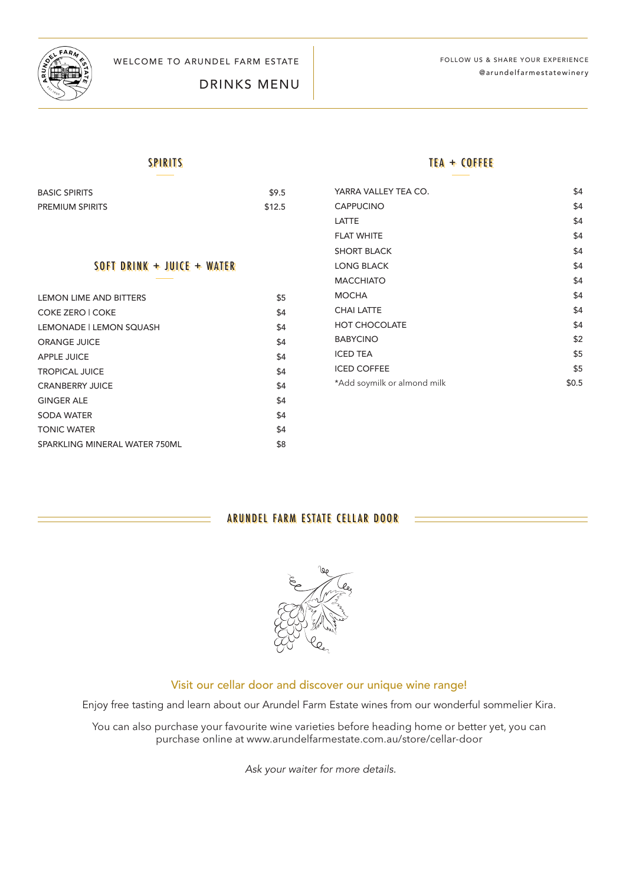WELCOME TO ARUNDEL FARM ESTATE

# DRINKS MENU

FOLLOW US & SHARE YOUR EXPERIENCE
@arundelfarmestatewinery

## SPIRITS

| | |
|---|---|
| BASIC SPIRITS | $9.5 |
| PREMIUM SPIRITS | $12.5 |

## SOFT DRINK + JUICE + WATER

| | |
|---|---|
| LEMON LIME AND BITTERS | $5 |
| COKE ZERO I COKE | $4 |
| LEMONADE I LEMON SQUASH | $4 |
| ORANGE JUICE | $4 |
| APPLE JUICE | $4 |
| TROPICAL JUICE | $4 |
| CRANBERRY JUICE | $4 |
| GINGER ALE | $4 |
| SODA WATER | $4 |
| TONIC WATER | $4 |
| SPARKLING MINERAL WATER 750ML | $8 |

## TEA + COFFEE

| | |
|---|---|
| YARRA VALLEY TEA CO. | $4 |
| CAPPUCINO | $4 |
| LATTE | $4 |
| FLAT WHITE | $4 |
| SHORT BLACK | $4 |
| LONG BLACK | $4 |
| MACCHIATO | $4 |
| MOCHA | $4 |
| CHAI LATTE | $4 |
| HOT CHOCOLATE | $4 |
| BABYCINO | $2 |
| ICED TEA | $5 |
| ICED COFFEE | $5 |
| *Add soymilk or almond milk | $0.5 |

## ARUNDEL FARM ESTATE CELLAR DOOR

### Visit our cellar door and discover our unique wine range!

Enjoy free tasting and learn about our Arundel Farm Estate wines from our wonderful sommelier Kira.

You can also purchase your favourite wine varieties before heading home or better yet, you can purchase online at www.arundelfarmestate.com.au/store/cellar-door

*Ask your waiter for more details.*